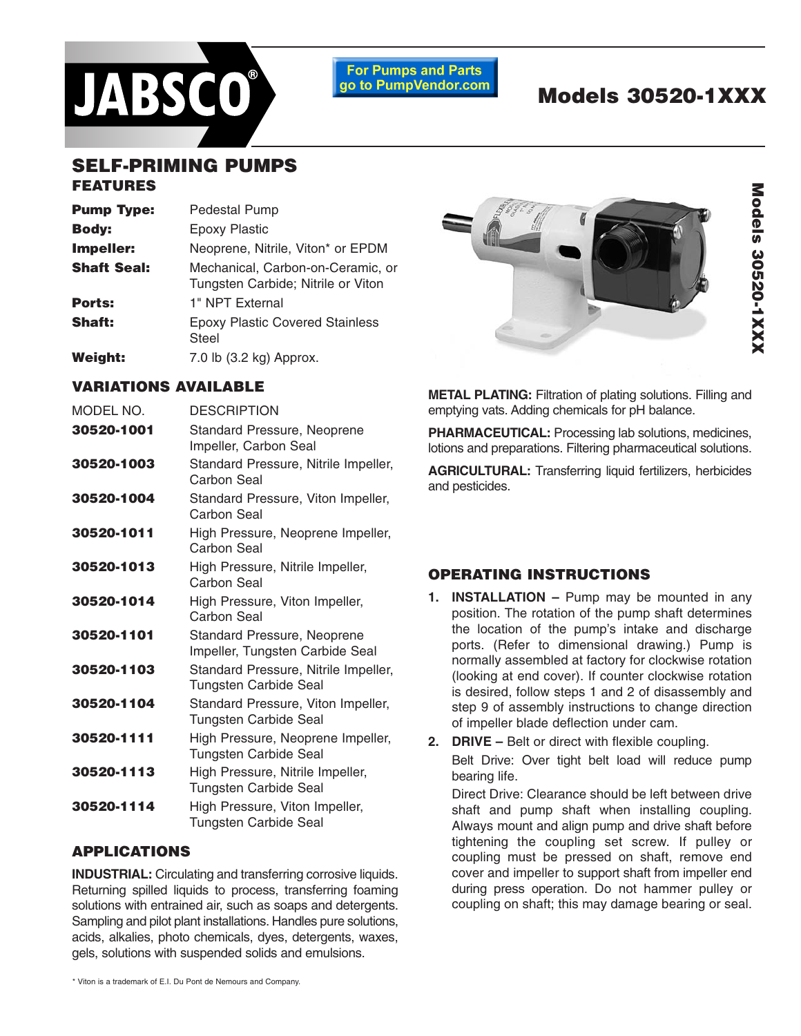JABSCO®

For Pumps and Parts go to PumpVendor.com

# Models 30520-1XXX

## SELF-PRIMING PUMPS

### FEATURES

| | |
|---|---|
| **Pump Type:** | Pedestal Pump |
| **Body:** | Epoxy Plastic |
| **Impeller:** | Neoprene, Nitrile, Viton* or EPDM |
| **Shaft Seal:** | Mechanical, Carbon-on-Ceramic, or Tungsten Carbide; Nitrile or Viton |
| **Ports:** | 1" NPT External |
| **Shaft:** | Epoxy Plastic Covered Stainless Steel |
| **Weight:** | 7.0 lb (3.2 kg) Approx. |

### VARIATIONS AVAILABLE

| MODEL NO. | DESCRIPTION |
|---|---|
| **30520-1001** | Standard Pressure, Neoprene Impeller, Carbon Seal |
| **30520-1003** | Standard Pressure, Nitrile Impeller, Carbon Seal |
| **30520-1004** | Standard Pressure, Viton Impeller, Carbon Seal |
| **30520-1011** | High Pressure, Neoprene Impeller, Carbon Seal |
| **30520-1013** | High Pressure, Nitrile Impeller, Carbon Seal |
| **30520-1014** | High Pressure, Viton Impeller, Carbon Seal |
| **30520-1101** | Standard Pressure, Neoprene Impeller, Tungsten Carbide Seal |
| **30520-1103** | Standard Pressure, Nitrile Impeller, Tungsten Carbide Seal |
| **30520-1104** | Standard Pressure, Viton Impeller, Tungsten Carbide Seal |
| **30520-1111** | High Pressure, Neoprene Impeller, Tungsten Carbide Seal |
| **30520-1113** | High Pressure, Nitrile Impeller, Tungsten Carbide Seal |
| **30520-1114** | High Pressure, Viton Impeller, Tungsten Carbide Seal |

### APPLICATIONS

**INDUSTRIAL:** Circulating and transferring corrosive liquids. Returning spilled liquids to process, transferring foaming solutions with entrained air, such as soaps and detergents. Sampling and pilot plant installations. Handles pure solutions, acids, alkalies, photo chemicals, dyes, detergents, waxes, gels, solutions with suspended solids and emulsions.

**METAL PLATING:** Filtration of plating solutions. Filling and emptying vats. Adding chemicals for pH balance.

**PHARMACEUTICAL:** Processing lab solutions, medicines, lotions and preparations. Filtering pharmaceutical solutions.

**AGRICULTURAL:** Transferring liquid fertilizers, herbicides and pesticides.

### OPERATING INSTRUCTIONS

1. **INSTALLATION –** Pump may be mounted in any position. The rotation of the pump shaft determines the location of the pump's intake and discharge ports. (Refer to dimensional drawing.) Pump is normally assembled at factory for clockwise rotation (looking at end cover). If counter clockwise rotation is desired, follow steps 1 and 2 of disassembly and step 9 of assembly instructions to change direction of impeller blade deflection under cam.

2. **DRIVE –** Belt or direct with flexible coupling.

   Belt Drive: Over tight belt load will reduce pump bearing life.

   Direct Drive: Clearance should be left between drive shaft and pump shaft when installing coupling. Always mount and align pump and drive shaft before tightening the coupling set screw. If pulley or coupling must be pressed on shaft, remove end cover and impeller to support shaft from impeller end during press operation. Do not hammer pulley or coupling on shaft; this may damage bearing or seal.

\* Viton is a trademark of E.I. Du Pont de Nemours and Company.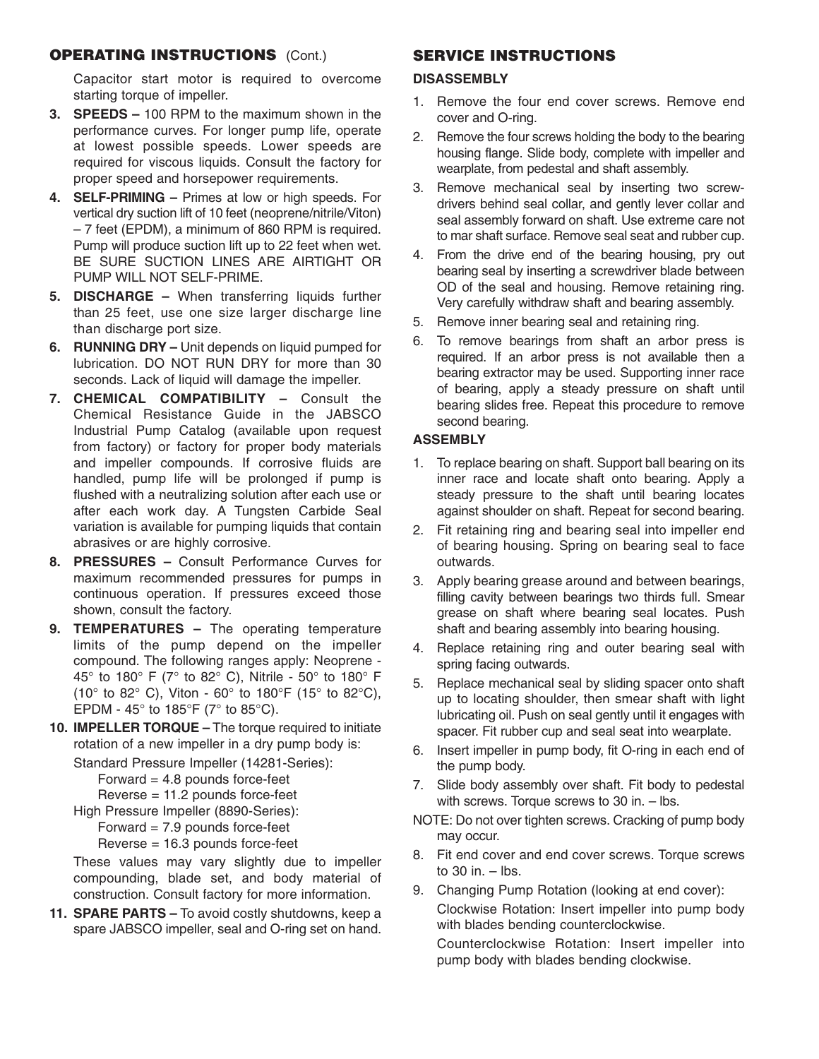## OPERATING INSTRUCTIONS (Cont.)

Capacitor start motor is required to overcome starting torque of impeller.

3. **SPEEDS –** 100 RPM to the maximum shown in the performance curves. For longer pump life, operate at lowest possible speeds. Lower speeds are required for viscous liquids. Consult the factory for proper speed and horsepower requirements.
4. **SELF-PRIMING –** Primes at low or high speeds. For vertical dry suction lift of 10 feet (neoprene/nitrile/Viton) – 7 feet (EPDM), a minimum of 860 RPM is required. Pump will produce suction lift up to 22 feet when wet. BE SURE SUCTION LINES ARE AIRTIGHT OR PUMP WILL NOT SELF-PRIME.
5. **DISCHARGE –** When transferring liquids further than 25 feet, use one size larger discharge line than discharge port size.
6. **RUNNING DRY –** Unit depends on liquid pumped for lubrication. DO NOT RUN DRY for more than 30 seconds. Lack of liquid will damage the impeller.
7. **CHEMICAL COMPATIBILITY –** Consult the Chemical Resistance Guide in the JABSCO Industrial Pump Catalog (available upon request from factory) or factory for proper body materials and impeller compounds. If corrosive fluids are handled, pump life will be prolonged if pump is flushed with a neutralizing solution after each use or after each work day. A Tungsten Carbide Seal variation is available for pumping liquids that contain abrasives or are highly corrosive.
8. **PRESSURES –** Consult Performance Curves for maximum recommended pressures for pumps in continuous operation. If pressures exceed those shown, consult the factory.
9. **TEMPERATURES –** The operating temperature limits of the pump depend on the impeller compound. The following ranges apply: Neoprene - 45° to 180° F (7° to 82° C), Nitrile - 50° to 180° F (10° to 82° C), Viton - 60° to 180°F (15° to 82°C), EPDM - 45° to 185°F (7° to 85°C).
10. **IMPELLER TORQUE –** The torque required to initiate rotation of a new impeller in a dry pump body is:

    Standard Pressure Impeller (14281-Series):

    Forward = 4.8 pounds force-feet

    Reverse = 11.2 pounds force-feet

    High Pressure Impeller (8890-Series):

    Forward = 7.9 pounds force-feet

    Reverse = 16.3 pounds force-feet

    These values may vary slightly due to impeller compounding, blade set, and body material of construction. Consult factory for more information.
11. **SPARE PARTS –** To avoid costly shutdowns, keep a spare JABSCO impeller, seal and O-ring set on hand.

## SERVICE INSTRUCTIONS

### DISASSEMBLY

1. Remove the four end cover screws. Remove end cover and O-ring.
2. Remove the four screws holding the body to the bearing housing flange. Slide body, complete with impeller and wearplate, from pedestal and shaft assembly.
3. Remove mechanical seal by inserting two screwdrivers behind seal collar, and gently lever collar and seal assembly forward on shaft. Use extreme care not to mar shaft surface. Remove seal seat and rubber cup.
4. From the drive end of the bearing housing, pry out bearing seal by inserting a screwdriver blade between OD of the seal and housing. Remove retaining ring. Very carefully withdraw shaft and bearing assembly.
5. Remove inner bearing seal and retaining ring.
6. To remove bearings from shaft an arbor press is required. If an arbor press is not available then a bearing extractor may be used. Supporting inner race of bearing, apply a steady pressure on shaft until bearing slides free. Repeat this procedure to remove second bearing.

### ASSEMBLY

1. To replace bearing on shaft. Support ball bearing on its inner race and locate shaft onto bearing. Apply a steady pressure to the shaft until bearing locates against shoulder on shaft. Repeat for second bearing.
2. Fit retaining ring and bearing seal into impeller end of bearing housing. Spring on bearing seal to face outwards.
3. Apply bearing grease around and between bearings, filling cavity between bearings two thirds full. Smear grease on shaft where bearing seal locates. Push shaft and bearing assembly into bearing housing.
4. Replace retaining ring and outer bearing seal with spring facing outwards.
5. Replace mechanical seal by sliding spacer onto shaft up to locating shoulder, then smear shaft with light lubricating oil. Push on seal gently until it engages with spacer. Fit rubber cup and seal seat into wearplate.
6. Insert impeller in pump body, fit O-ring in each end of the pump body.
7. Slide body assembly over shaft. Fit body to pedestal with screws. Torque screws to 30 in. – lbs.

NOTE: Do not over tighten screws. Cracking of pump body may occur.

8. Fit end cover and end cover screws. Torque screws to 30 in. – lbs.
9. Changing Pump Rotation (looking at end cover):

   Clockwise Rotation: Insert impeller into pump body with blades bending counterclockwise.

   Counterclockwise Rotation: Insert impeller into pump body with blades bending clockwise.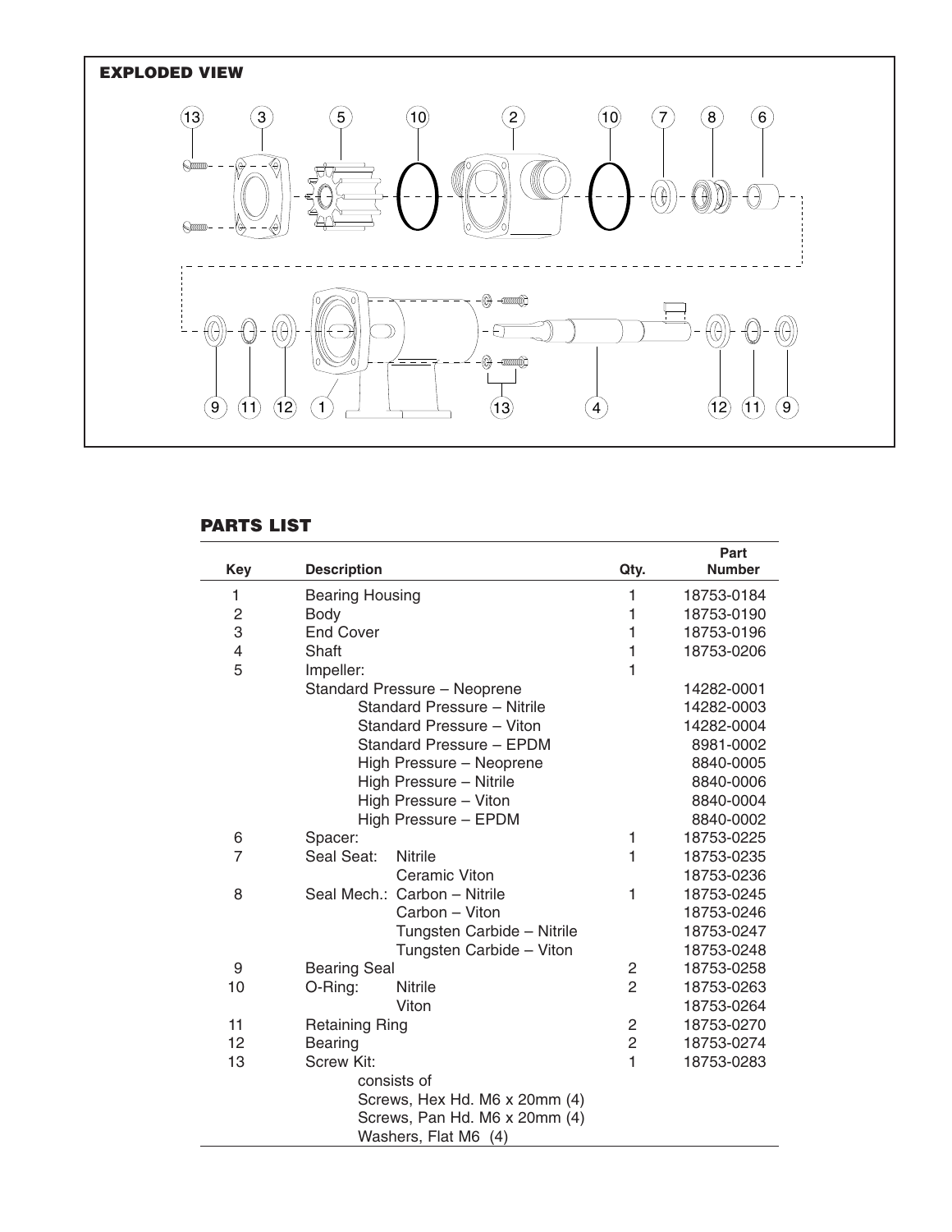## EXPLODED VIEW

## PARTS LIST

| Key | Description | Qty. | Part Number |
|---|---|---|---|
| 1 | Bearing Housing | 1 | 18753-0184 |
| 2 | Body | 1 | 18753-0190 |
| 3 | End Cover | 1 | 18753-0196 |
| 4 | Shaft | 1 | 18753-0206 |
| 5 | Impeller: | 1 | |
| | Standard Pressure – Neoprene | | 14282-0001 |
| | Standard Pressure – Nitrile | | 14282-0003 |
| | Standard Pressure – Viton | | 14282-0004 |
| | Standard Pressure – EPDM | | 8981-0002 |
| | High Pressure – Neoprene | | 8840-0005 |
| | High Pressure – Nitrile | | 8840-0006 |
| | High Pressure – Viton | | 8840-0004 |
| | High Pressure – EPDM | | 8840-0002 |
| 6 | Spacer: | 1 | 18753-0225 |
| 7 | Seal Seat: Nitrile | 1 | 18753-0235 |
| | Ceramic Viton | | 18753-0236 |
| 8 | Seal Mech.: Carbon – Nitrile | 1 | 18753-0245 |
| | Carbon – Viton | | 18753-0246 |
| | Tungsten Carbide – Nitrile | | 18753-0247 |
| | Tungsten Carbide – Viton | | 18753-0248 |
| 9 | Bearing Seal | 2 | 18753-0258 |
| 10 | O-Ring: Nitrile | 2 | 18753-0263 |
| | Viton | | 18753-0264 |
| 11 | Retaining Ring | 2 | 18753-0270 |
| 12 | Bearing | 2 | 18753-0274 |
| 13 | Screw Kit: | 1 | 18753-0283 |
| | consists of | | |
| | Screws, Hex Hd. M6 x 20mm (4) | | |
| | Screws, Pan Hd. M6 x 20mm (4) | | |
| | Washers, Flat M6 (4) | | |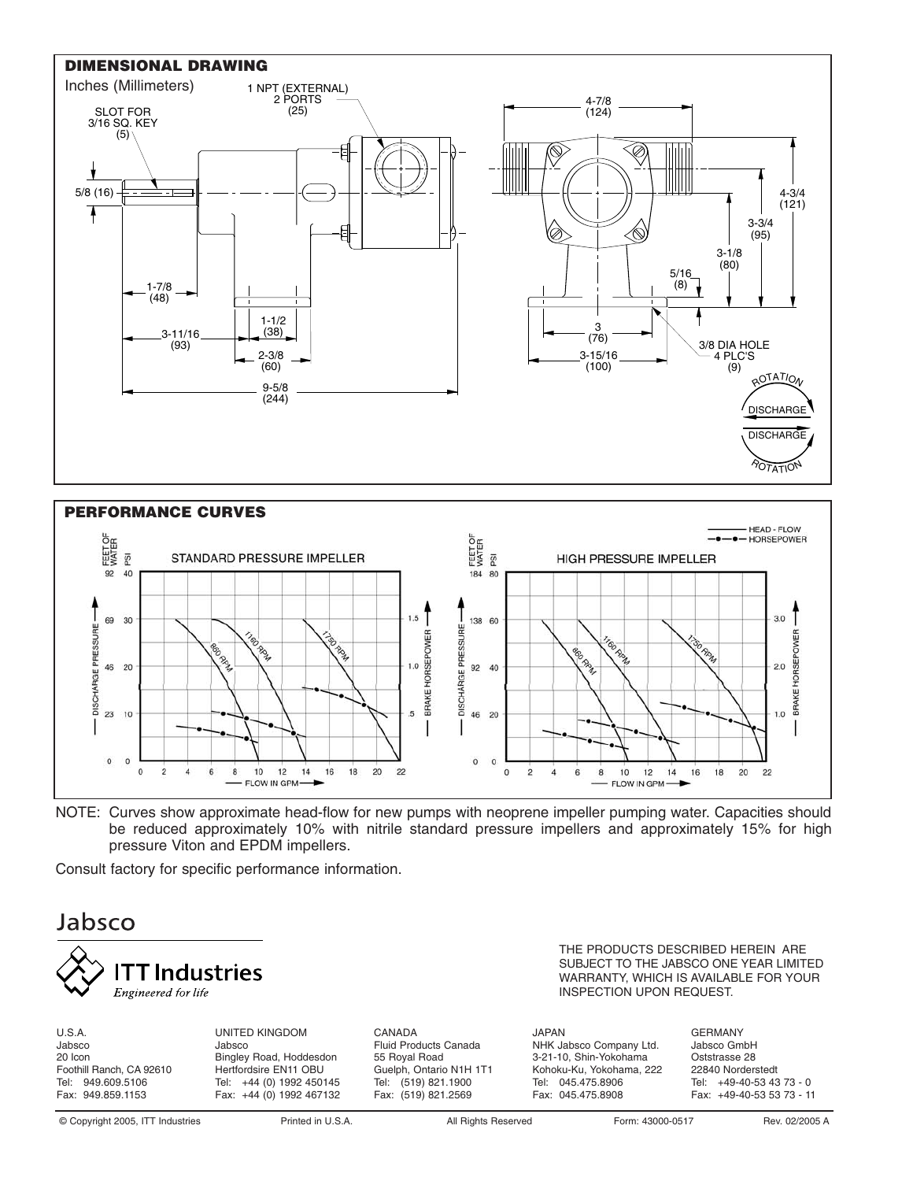## DIMENSIONAL DRAWING

Inches (Millimeters)

SLOT FOR 3/16 SQ. KEY (5)

1 NPT (EXTERNAL) 2 PORTS (25)

5/8 (16)

1-7/8 (48)

3-11/16 (93)

1-1/2 (38)

2-3/8 (60)

9-5/8 (244)

4-7/8 (124)

4-3/4 (121)

3-3/4 (95)

3-1/8 (80)

5/16 (8)

3 (76)

3-15/16 (100)

3/8 DIA HOLE 4 PLC'S (9)

ROTATION

DISCHARGE

DISCHARGE

ROTATION

## PERFORMANCE CURVES

HEAD - FLOW

HORSEPOWER

STANDARD PRESSURE IMPELLER

FEET OF WATER: 92, 69, 46, 23, 0

PSI: 40, 30, 20, 10, 0

DISCHARGE PRESSURE

860 RPM

1160 RPM

1750 RPM

BRAKE HORSEPOWER: 1.5, 1.0, .5

FLOW IN GPM: 0, 2, 4, 6, 8, 10, 12, 14, 16, 18, 20, 22

HIGH PRESSURE IMPELLER

FEET OF WATER: 184, 138, 92, 46, 0

PSI: 80, 60, 40, 20, 0

DISCHARGE PRESSURE

860 RPM

1160 RPM

1750 RPM

BRAKE HORSEPOWER: 3.0, 2.0, 1.0

FLOW IN GPM: 0, 2, 4, 6, 8, 10, 12, 14, 16, 18, 20, 22

NOTE: Curves show approximate head-flow for new pumps with neoprene impeller pumping water. Capacities should be reduced approximately 10% with nitrile standard pressure impellers and approximately 15% for high pressure Viton and EPDM impellers.

Consult factory for specific performance information.

Jabsco

ITT Industries

*Engineered for life*

THE PRODUCTS DESCRIBED HEREIN ARE SUBJECT TO THE JABSCO ONE YEAR LIMITED WARRANTY, WHICH IS AVAILABLE FOR YOUR INSPECTION UPON REQUEST.

U.S.A.
Jabsco
20 Icon
Foothill Ranch, CA 92610
Tel: 949.609.5106
Fax: 949.859.1153

UNITED KINGDOM
Jabsco
Bingley Road, Hoddesdon
Hertfordsire EN11 OBU
Tel: +44 (0) 1992 450145
Fax: +44 (0) 1992 467132

CANADA
Fluid Products Canada
55 Royal Road
Guelph, Ontario N1H 1T1
Tel: (519) 821.1900
Fax: (519) 821.2569

JAPAN
NHK Jabsco Company Ltd.
3-21-10, Shin-Yokohama
Kohoku-Ku, Yokohama, 222
Tel: 045.475.8906
Fax: 045.475.8908

GERMANY
Jabsco GmbH
Oststrasse 28
22840 Norderstedt
Tel: +49-40-53 43 73 - 0
Fax: +49-40-53 53 73 - 11

© Copyright 2005, ITT Industries Printed in U.S.A. All Rights Reserved Form: 43000-0517 Rev. 02/2005 A